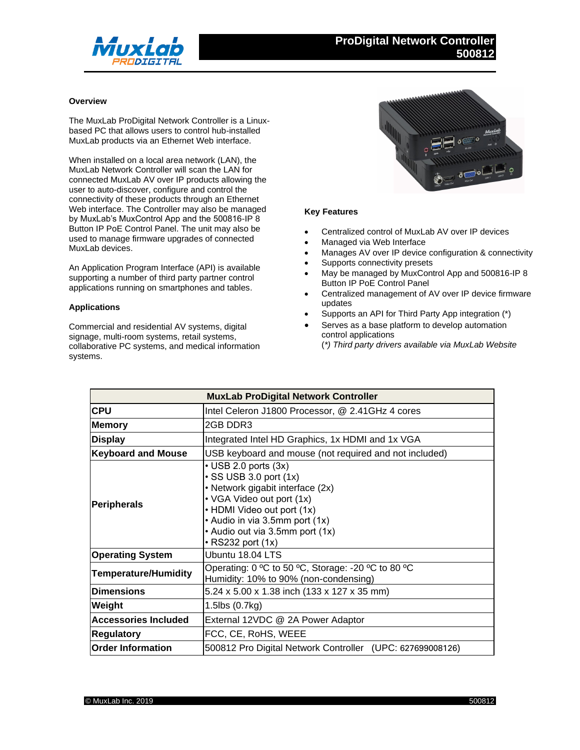# ProDigital Network Controller 500812

## Overview

The MuxLab ProDigital Network Controller is a Linux-based PC that allows users to control hub-installed MuxLab products via an Ethernet Web interface.

When installed on a local area network (LAN), the MuxLab Network Controller will scan the LAN for connected MuxLab AV over IP products allowing the user to auto-discover, configure and control the connectivity of these products through an Ethernet Web interface. The Controller may also be managed by MuxLab's MuxControl App and the 500816-IP 8 Button IP PoE Control Panel. The unit may also be used to manage firmware upgrades of connected MuxLab devices.

An Application Program Interface (API) is available supporting a number of third party partner control applications running on smartphones and tables.

## Applications

Commercial and residential AV systems, digital signage, multi-room systems, retail systems, collaborative PC systems, and medical information systems.

## Key Features

- Centralized control of MuxLab AV over IP devices
- Managed via Web Interface
- Manages AV over IP device configuration & connectivity
- Supports connectivity presets
- May be managed by MuxControl App and 500816-IP 8 Button IP PoE Control Panel
- Centralized management of AV over IP device firmware updates
- Supports an API for Third Party App integration (*)
- Serves as a base platform to develop automation control applications

  *(\*) Third party drivers available via MuxLab Website*

| MuxLab ProDigital Network Controller | |
|---|---|
| **CPU** | Intel Celeron J1800 Processor, @ 2.41GHz 4 cores |
| **Memory** | 2GB DDR3 |
| **Display** | Integrated Intel HD Graphics, 1x HDMI and 1x VGA |
| **Keyboard and Mouse** | USB keyboard and mouse (not required and not included) |
| **Peripherals** | • USB 2.0 ports (3x)<br>• SS USB 3.0 port (1x)<br>• Network gigabit interface (2x)<br>• VGA Video out port (1x)<br>• HDMI Video out port (1x)<br>• Audio in via 3.5mm port (1x)<br>• Audio out via 3.5mm port (1x)<br>• RS232 port (1x) |
| **Operating System** | Ubuntu 18.04 LTS |
| **Temperature/Humidity** | Operating: 0 ºC to 50 ºC, Storage: -20 ºC to 80 ºC<br>Humidity: 10% to 90% (non-condensing) |
| **Dimensions** | 5.24 x 5.00 x 1.38 inch (133 x 127 x 35 mm) |
| **Weight** | 1.5lbs (0.7kg) |
| **Accessories Included** | External 12VDC @ 2A Power Adaptor |
| **Regulatory** | FCC, CE, RoHS, WEEE |
| **Order Information** | 500812 Pro Digital Network Controller (UPC: 627699008126) |

© MuxLab Inc. 2019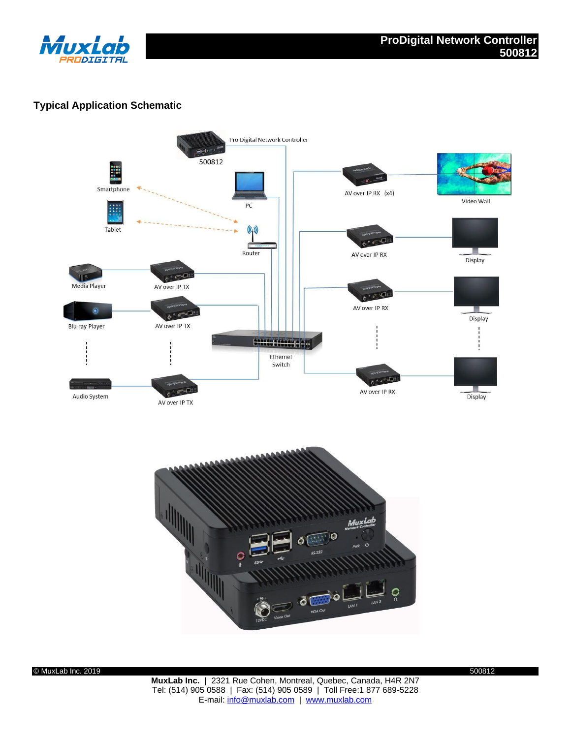## Typical Application Schematic

Pro Digital Network Controller

500812

Smartphone

Tablet

PC

Router

AV over IP RX (x4)

Video Wall

AV over IP RX

Display

Media Player

AV over IP TX

Blu-ray Player

AV over IP TX

AV over IP RX

Display

Ethernet Switch

Audio System

AV over IP TX

AV over IP RX

Display

MuxLab Inc. | 2321 Rue Cohen, Montreal, Quebec, Canada, H4R 2N7
Tel: (514) 905 0588 | Fax: (514) 905 0589 | Toll Free:1 877 689-5228
E-mail: info@muxlab.com | www.muxlab.com